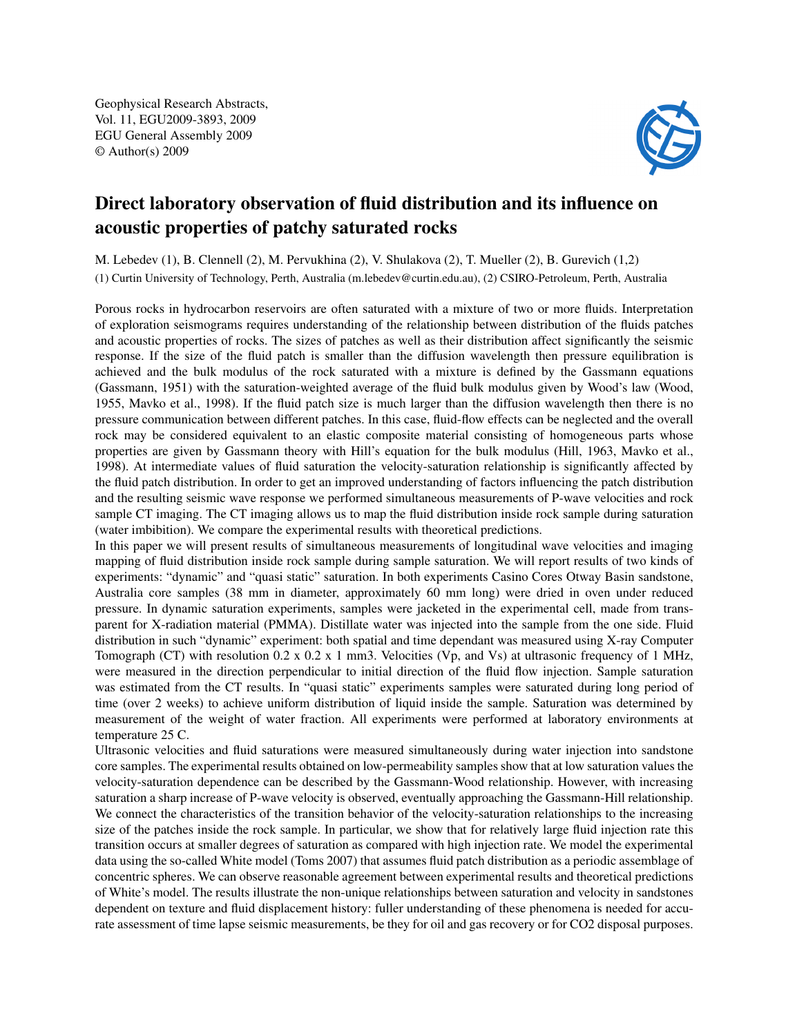Geophysical Research Abstracts,
Vol. 11, EGU2009-3893, 2009
EGU General Assembly 2009
© Author(s) 2009

# Direct laboratory observation of fluid distribution and its influence on acoustic properties of patchy saturated rocks

M. Lebedev (1), B. Clennell (2), M. Pervukhina (2), V. Shulakova (2), T. Mueller (2), B. Gurevich (1,2)

(1) Curtin University of Technology, Perth, Australia (m.lebedev@curtin.edu.au), (2) CSIRO-Petroleum, Perth, Australia

Porous rocks in hydrocarbon reservoirs are often saturated with a mixture of two or more fluids. Interpretation of exploration seismograms requires understanding of the relationship between distribution of the fluids patches and acoustic properties of rocks. The sizes of patches as well as their distribution affect significantly the seismic response. If the size of the fluid patch is smaller than the diffusion wavelength then pressure equilibration is achieved and the bulk modulus of the rock saturated with a mixture is defined by the Gassmann equations (Gassmann, 1951) with the saturation-weighted average of the fluid bulk modulus given by Wood's law (Wood, 1955, Mavko et al., 1998). If the fluid patch size is much larger than the diffusion wavelength then there is no pressure communication between different patches. In this case, fluid-flow effects can be neglected and the overall rock may be considered equivalent to an elastic composite material consisting of homogeneous parts whose properties are given by Gassmann theory with Hill's equation for the bulk modulus (Hill, 1963, Mavko et al., 1998). At intermediate values of fluid saturation the velocity-saturation relationship is significantly affected by the fluid patch distribution. In order to get an improved understanding of factors influencing the patch distribution and the resulting seismic wave response we performed simultaneous measurements of P-wave velocities and rock sample CT imaging. The CT imaging allows us to map the fluid distribution inside rock sample during saturation (water imbibition). We compare the experimental results with theoretical predictions.

In this paper we will present results of simultaneous measurements of longitudinal wave velocities and imaging mapping of fluid distribution inside rock sample during sample saturation. We will report results of two kinds of experiments: "dynamic" and "quasi static" saturation. In both experiments Casino Cores Otway Basin sandstone, Australia core samples (38 mm in diameter, approximately 60 mm long) were dried in oven under reduced pressure. In dynamic saturation experiments, samples were jacketed in the experimental cell, made from transparent for X-radiation material (PMMA). Distillate water was injected into the sample from the one side. Fluid distribution in such "dynamic" experiment: both spatial and time dependant was measured using X-ray Computer Tomograph (CT) with resolution 0.2 x 0.2 x 1 mm3. Velocities (Vp, and Vs) at ultrasonic frequency of 1 MHz, were measured in the direction perpendicular to initial direction of the fluid flow injection. Sample saturation was estimated from the CT results. In "quasi static" experiments samples were saturated during long period of time (over 2 weeks) to achieve uniform distribution of liquid inside the sample. Saturation was determined by measurement of the weight of water fraction. All experiments were performed at laboratory environments at temperature 25 C.

Ultrasonic velocities and fluid saturations were measured simultaneously during water injection into sandstone core samples. The experimental results obtained on low-permeability samples show that at low saturation values the velocity-saturation dependence can be described by the Gassmann-Wood relationship. However, with increasing saturation a sharp increase of P-wave velocity is observed, eventually approaching the Gassmann-Hill relationship. We connect the characteristics of the transition behavior of the velocity-saturation relationships to the increasing size of the patches inside the rock sample. In particular, we show that for relatively large fluid injection rate this transition occurs at smaller degrees of saturation as compared with high injection rate. We model the experimental data using the so-called White model (Toms 2007) that assumes fluid patch distribution as a periodic assemblage of concentric spheres. We can observe reasonable agreement between experimental results and theoretical predictions of White's model. The results illustrate the non-unique relationships between saturation and velocity in sandstones dependent on texture and fluid displacement history: fuller understanding of these phenomena is needed for accurate assessment of time lapse seismic measurements, be they for oil and gas recovery or for CO2 disposal purposes.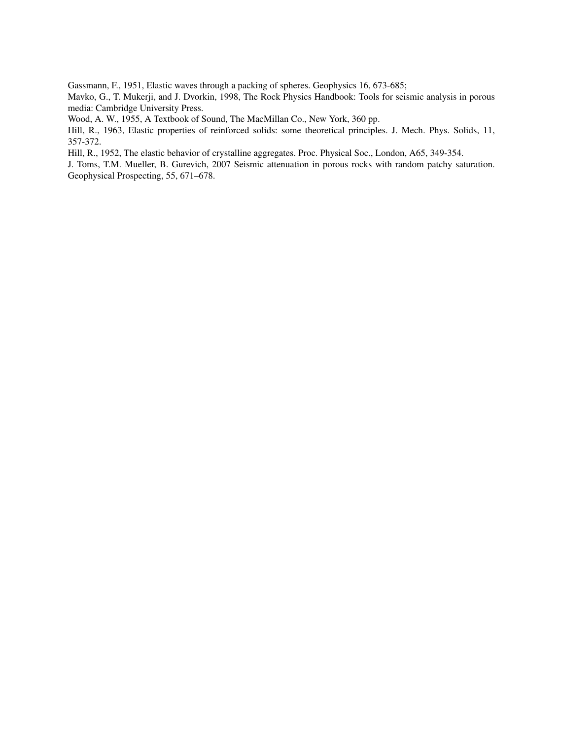Gassmann, F., 1951, Elastic waves through a packing of spheres. Geophysics 16, 673-685;

Mavko, G., T. Mukerji, and J. Dvorkin, 1998, The Rock Physics Handbook: Tools for seismic analysis in porous media: Cambridge University Press.

Wood, A. W., 1955, A Textbook of Sound, The MacMillan Co., New York, 360 pp.

Hill, R., 1963, Elastic properties of reinforced solids: some theoretical principles. J. Mech. Phys. Solids, 11, 357-372.

Hill, R., 1952, The elastic behavior of crystalline aggregates. Proc. Physical Soc., London, A65, 349-354.

J. Toms, T.M. Mueller, B. Gurevich, 2007 Seismic attenuation in porous rocks with random patchy saturation. Geophysical Prospecting, 55, 671–678.